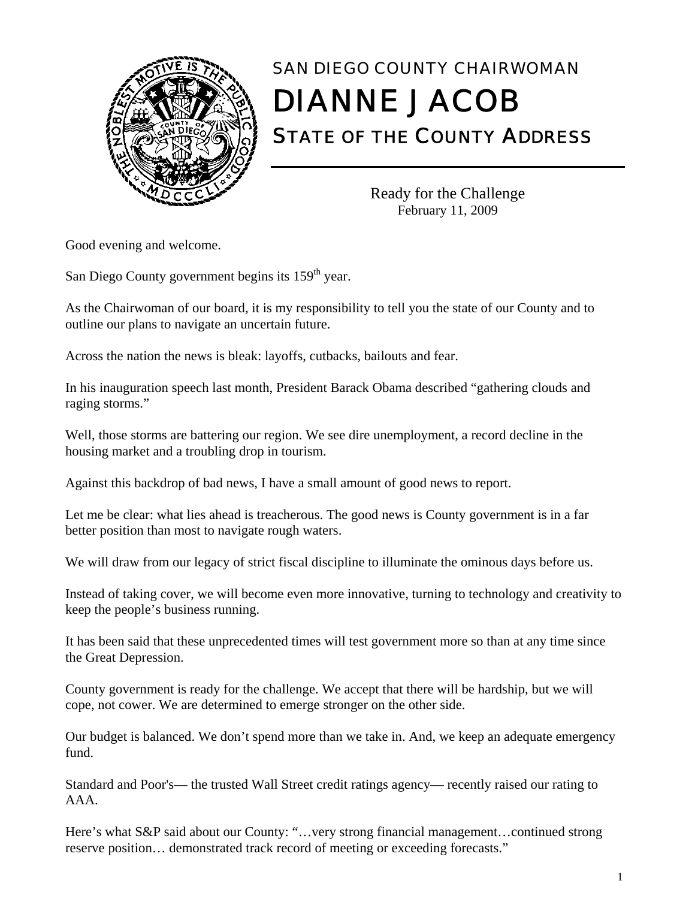# SAN DIEGO COUNTY CHAIRWOMAN

# DIANNE JACOB

## STATE OF THE COUNTY ADDRESS

Ready for the Challenge
February 11, 2009

Good evening and welcome.

San Diego County government begins its 159th year.

As the Chairwoman of our board, it is my responsibility to tell you the state of our County and to outline our plans to navigate an uncertain future.

Across the nation the news is bleak: layoffs, cutbacks, bailouts and fear.

In his inauguration speech last month, President Barack Obama described "gathering clouds and raging storms."

Well, those storms are battering our region. We see dire unemployment, a record decline in the housing market and a troubling drop in tourism.

Against this backdrop of bad news, I have a small amount of good news to report.

Let me be clear: what lies ahead is treacherous. The good news is County government is in a far better position than most to navigate rough waters.

We will draw from our legacy of strict fiscal discipline to illuminate the ominous days before us.

Instead of taking cover, we will become even more innovative, turning to technology and creativity to keep the people's business running.

It has been said that these unprecedented times will test government more so than at any time since the Great Depression.

County government is ready for the challenge. We accept that there will be hardship, but we will cope, not cower. We are determined to emerge stronger on the other side.

Our budget is balanced. We don't spend more than we take in. And, we keep an adequate emergency fund.

Standard and Poor's— the trusted Wall Street credit ratings agency— recently raised our rating to AAA.

Here's what S&P said about our County: "…very strong financial management…continued strong reserve position… demonstrated track record of meeting or exceeding forecasts."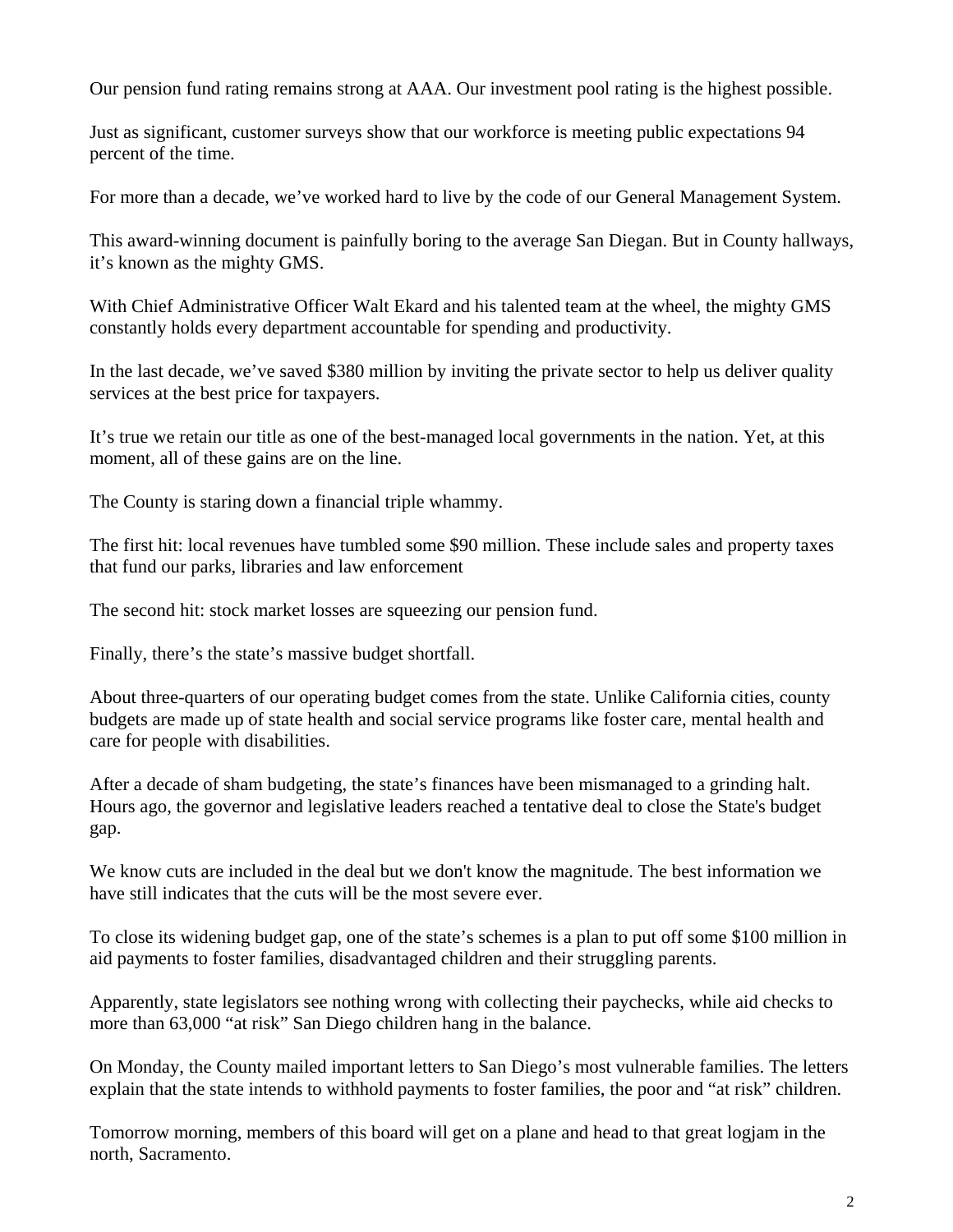Our pension fund rating remains strong at AAA. Our investment pool rating is the highest possible.

Just as significant, customer surveys show that our workforce is meeting public expectations 94 percent of the time.

For more than a decade, we've worked hard to live by the code of our General Management System.

This award-winning document is painfully boring to the average San Diegan. But in County hallways, it's known as the mighty GMS.

With Chief Administrative Officer Walt Ekard and his talented team at the wheel, the mighty GMS constantly holds every department accountable for spending and productivity.

In the last decade, we've saved $380 million by inviting the private sector to help us deliver quality services at the best price for taxpayers.

It's true we retain our title as one of the best-managed local governments in the nation. Yet, at this moment, all of these gains are on the line.

The County is staring down a financial triple whammy.

The first hit: local revenues have tumbled some $90 million. These include sales and property taxes that fund our parks, libraries and law enforcement

The second hit: stock market losses are squeezing our pension fund.

Finally, there's the state's massive budget shortfall.

About three-quarters of our operating budget comes from the state. Unlike California cities, county budgets are made up of state health and social service programs like foster care, mental health and care for people with disabilities.

After a decade of sham budgeting, the state's finances have been mismanaged to a grinding halt. Hours ago, the governor and legislative leaders reached a tentative deal to close the State's budget gap.

We know cuts are included in the deal but we don't know the magnitude. The best information we have still indicates that the cuts will be the most severe ever.

To close its widening budget gap, one of the state's schemes is a plan to put off some $100 million in aid payments to foster families, disadvantaged children and their struggling parents.

Apparently, state legislators see nothing wrong with collecting their paychecks, while aid checks to more than 63,000 "at risk" San Diego children hang in the balance.

On Monday, the County mailed important letters to San Diego's most vulnerable families. The letters explain that the state intends to withhold payments to foster families, the poor and "at risk" children.

Tomorrow morning, members of this board will get on a plane and head to that great logjam in the north, Sacramento.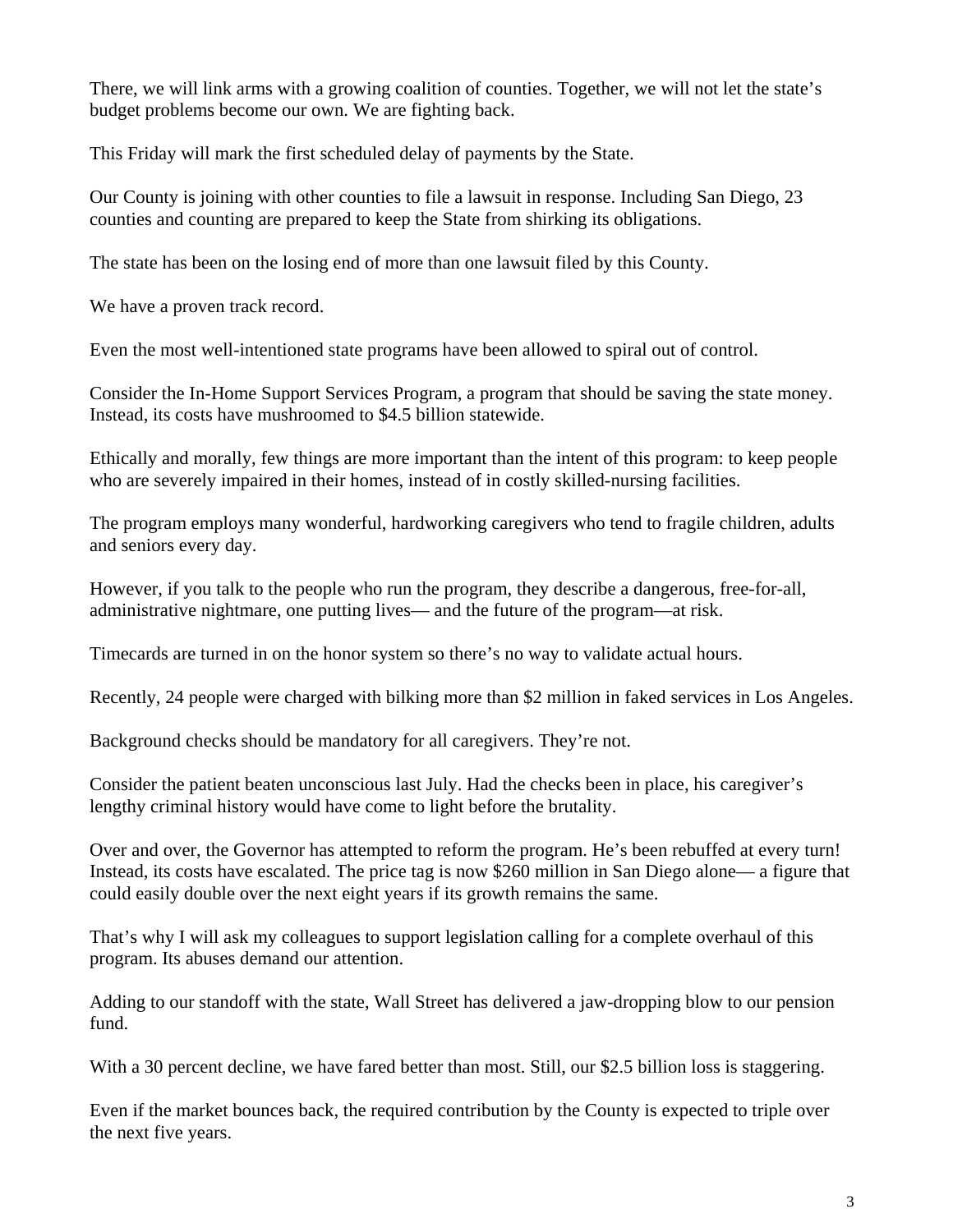There, we will link arms with a growing coalition of counties. Together, we will not let the state's budget problems become our own. We are fighting back.

This Friday will mark the first scheduled delay of payments by the State.

Our County is joining with other counties to file a lawsuit in response. Including San Diego, 23 counties and counting are prepared to keep the State from shirking its obligations.

The state has been on the losing end of more than one lawsuit filed by this County.

We have a proven track record.

Even the most well-intentioned state programs have been allowed to spiral out of control.

Consider the In-Home Support Services Program, a program that should be saving the state money. Instead, its costs have mushroomed to $4.5 billion statewide.

Ethically and morally, few things are more important than the intent of this program: to keep people who are severely impaired in their homes, instead of in costly skilled-nursing facilities.

The program employs many wonderful, hardworking caregivers who tend to fragile children, adults and seniors every day.

However, if you talk to the people who run the program, they describe a dangerous, free-for-all, administrative nightmare, one putting lives— and the future of the program—at risk.

Timecards are turned in on the honor system so there's no way to validate actual hours.

Recently, 24 people were charged with bilking more than $2 million in faked services in Los Angeles.

Background checks should be mandatory for all caregivers. They're not.

Consider the patient beaten unconscious last July. Had the checks been in place, his caregiver's lengthy criminal history would have come to light before the brutality.

Over and over, the Governor has attempted to reform the program. He's been rebuffed at every turn! Instead, its costs have escalated. The price tag is now $260 million in San Diego alone— a figure that could easily double over the next eight years if its growth remains the same.

That's why I will ask my colleagues to support legislation calling for a complete overhaul of this program. Its abuses demand our attention.

Adding to our standoff with the state, Wall Street has delivered a jaw-dropping blow to our pension fund.

With a 30 percent decline, we have fared better than most. Still, our $2.5 billion loss is staggering.

Even if the market bounces back, the required contribution by the County is expected to triple over the next five years.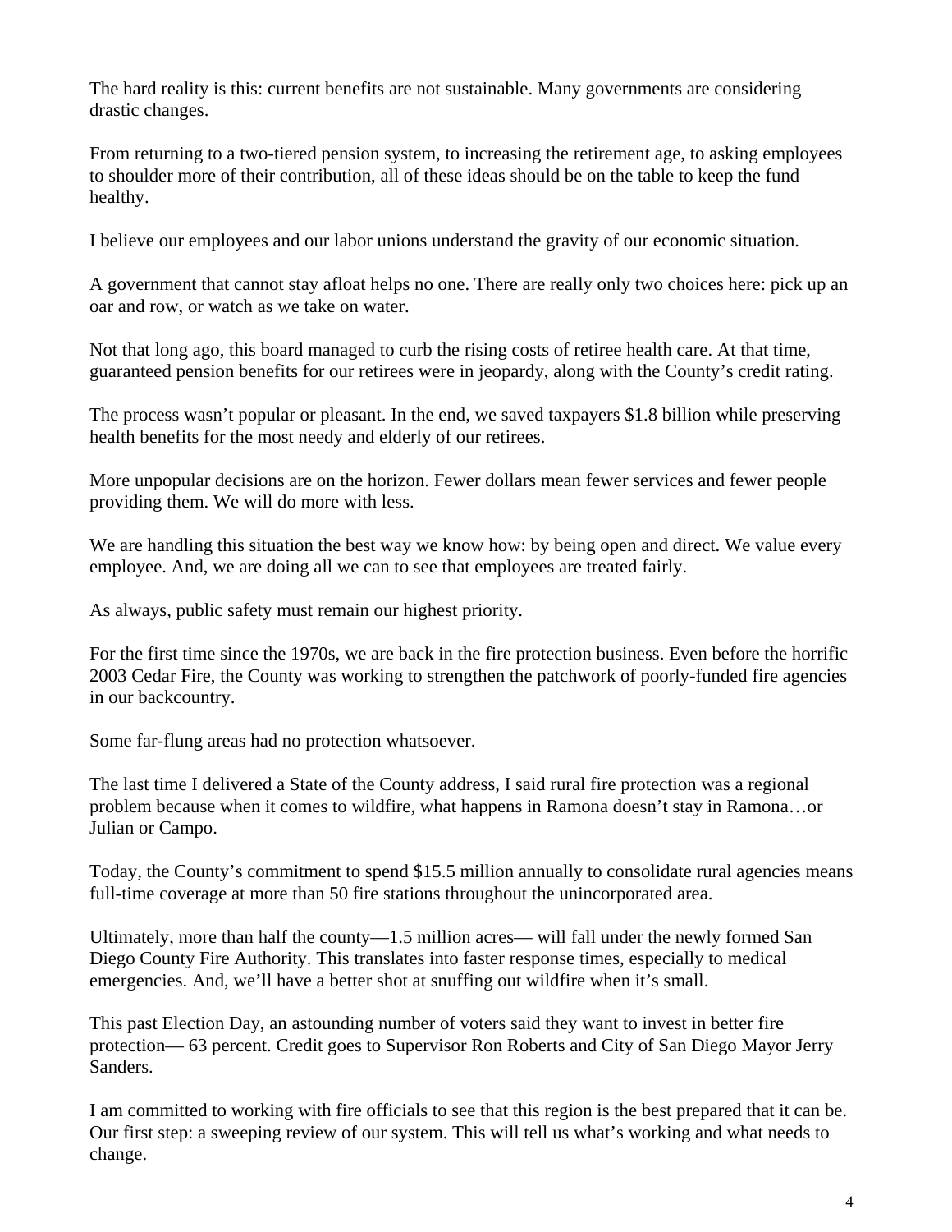The hard reality is this: current benefits are not sustainable. Many governments are considering drastic changes.

From returning to a two-tiered pension system, to increasing the retirement age, to asking employees to shoulder more of their contribution, all of these ideas should be on the table to keep the fund healthy.

I believe our employees and our labor unions understand the gravity of our economic situation.

A government that cannot stay afloat helps no one. There are really only two choices here: pick up an oar and row, or watch as we take on water.

Not that long ago, this board managed to curb the rising costs of retiree health care. At that time, guaranteed pension benefits for our retirees were in jeopardy, along with the County's credit rating.

The process wasn't popular or pleasant. In the end, we saved taxpayers $1.8 billion while preserving health benefits for the most needy and elderly of our retirees.

More unpopular decisions are on the horizon. Fewer dollars mean fewer services and fewer people providing them. We will do more with less.

We are handling this situation the best way we know how: by being open and direct. We value every employee. And, we are doing all we can to see that employees are treated fairly.

As always, public safety must remain our highest priority.

For the first time since the 1970s, we are back in the fire protection business. Even before the horrific 2003 Cedar Fire, the County was working to strengthen the patchwork of poorly-funded fire agencies in our backcountry.

Some far-flung areas had no protection whatsoever.

The last time I delivered a State of the County address, I said rural fire protection was a regional problem because when it comes to wildfire, what happens in Ramona doesn't stay in Ramona…or Julian or Campo.

Today, the County's commitment to spend $15.5 million annually to consolidate rural agencies means full-time coverage at more than 50 fire stations throughout the unincorporated area.

Ultimately, more than half the county—1.5 million acres— will fall under the newly formed San Diego County Fire Authority. This translates into faster response times, especially to medical emergencies. And, we'll have a better shot at snuffing out wildfire when it's small.

This past Election Day, an astounding number of voters said they want to invest in better fire protection— 63 percent. Credit goes to Supervisor Ron Roberts and City of San Diego Mayor Jerry Sanders.

I am committed to working with fire officials to see that this region is the best prepared that it can be. Our first step: a sweeping review of our system. This will tell us what's working and what needs to change.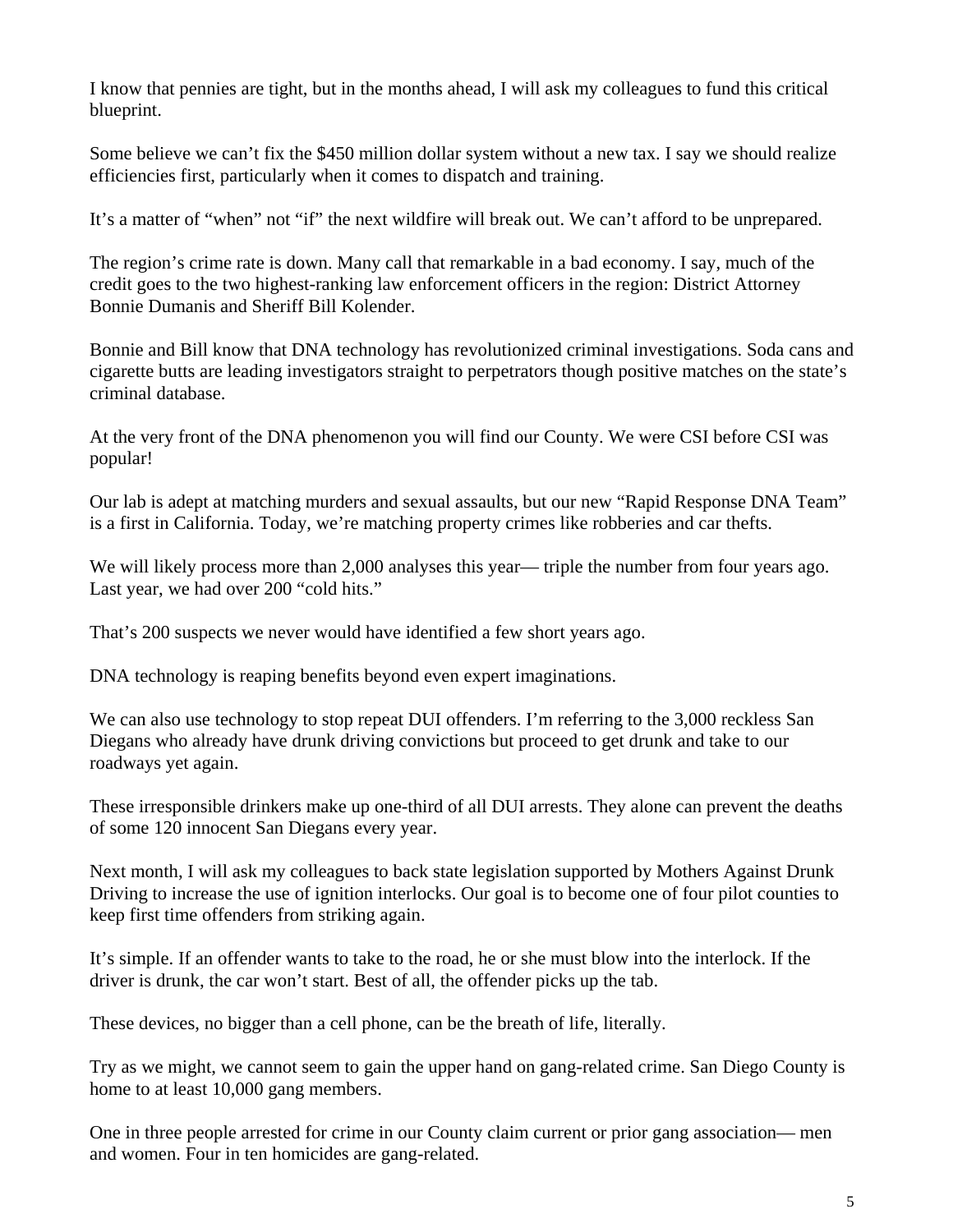I know that pennies are tight, but in the months ahead, I will ask my colleagues to fund this critical blueprint.

Some believe we can't fix the $450 million dollar system without a new tax. I say we should realize efficiencies first, particularly when it comes to dispatch and training.

It's a matter of "when" not "if" the next wildfire will break out. We can't afford to be unprepared.

The region's crime rate is down. Many call that remarkable in a bad economy. I say, much of the credit goes to the two highest-ranking law enforcement officers in the region: District Attorney Bonnie Dumanis and Sheriff Bill Kolender.

Bonnie and Bill know that DNA technology has revolutionized criminal investigations. Soda cans and cigarette butts are leading investigators straight to perpetrators though positive matches on the state's criminal database.

At the very front of the DNA phenomenon you will find our County. We were CSI before CSI was popular!

Our lab is adept at matching murders and sexual assaults, but our new "Rapid Response DNA Team" is a first in California. Today, we're matching property crimes like robberies and car thefts.

We will likely process more than 2,000 analyses this year— triple the number from four years ago. Last year, we had over 200 "cold hits."

That's 200 suspects we never would have identified a few short years ago.

DNA technology is reaping benefits beyond even expert imaginations.

We can also use technology to stop repeat DUI offenders. I'm referring to the 3,000 reckless San Diegans who already have drunk driving convictions but proceed to get drunk and take to our roadways yet again.

These irresponsible drinkers make up one-third of all DUI arrests. They alone can prevent the deaths of some 120 innocent San Diegans every year.

Next month, I will ask my colleagues to back state legislation supported by Mothers Against Drunk Driving to increase the use of ignition interlocks. Our goal is to become one of four pilot counties to keep first time offenders from striking again.

It's simple. If an offender wants to take to the road, he or she must blow into the interlock. If the driver is drunk, the car won't start. Best of all, the offender picks up the tab.

These devices, no bigger than a cell phone, can be the breath of life, literally.

Try as we might, we cannot seem to gain the upper hand on gang-related crime. San Diego County is home to at least 10,000 gang members.

One in three people arrested for crime in our County claim current or prior gang association— men and women. Four in ten homicides are gang-related.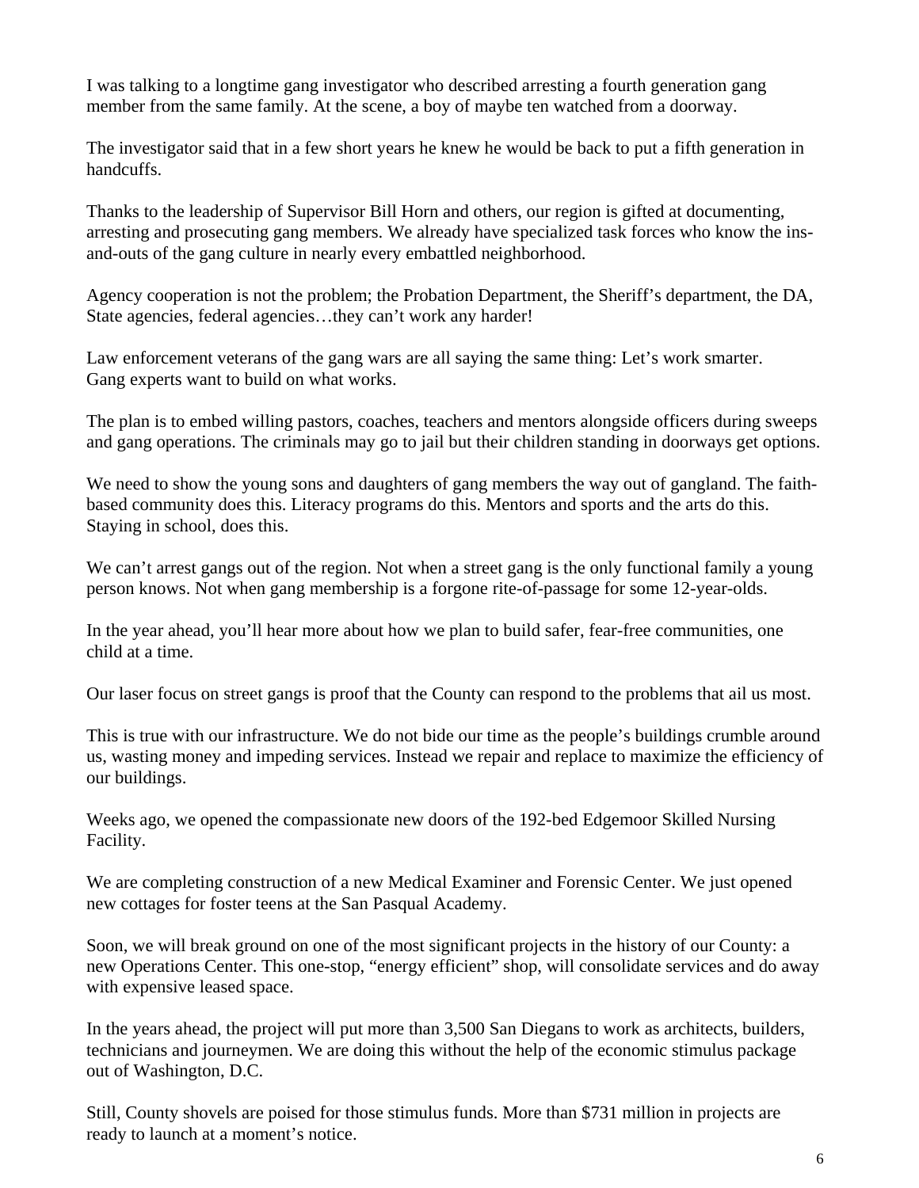I was talking to a longtime gang investigator who described arresting a fourth generation gang member from the same family. At the scene, a boy of maybe ten watched from a doorway.

The investigator said that in a few short years he knew he would be back to put a fifth generation in handcuffs.

Thanks to the leadership of Supervisor Bill Horn and others, our region is gifted at documenting, arresting and prosecuting gang members. We already have specialized task forces who know the ins-and-outs of the gang culture in nearly every embattled neighborhood.

Agency cooperation is not the problem; the Probation Department, the Sheriff's department, the DA, State agencies, federal agencies…they can't work any harder!

Law enforcement veterans of the gang wars are all saying the same thing: Let's work smarter. Gang experts want to build on what works.

The plan is to embed willing pastors, coaches, teachers and mentors alongside officers during sweeps and gang operations. The criminals may go to jail but their children standing in doorways get options.

We need to show the young sons and daughters of gang members the way out of gangland. The faith-based community does this. Literacy programs do this. Mentors and sports and the arts do this. Staying in school, does this.

We can't arrest gangs out of the region. Not when a street gang is the only functional family a young person knows. Not when gang membership is a forgone rite-of-passage for some 12-year-olds.

In the year ahead, you'll hear more about how we plan to build safer, fear-free communities, one child at a time.

Our laser focus on street gangs is proof that the County can respond to the problems that ail us most.

This is true with our infrastructure. We do not bide our time as the people's buildings crumble around us, wasting money and impeding services. Instead we repair and replace to maximize the efficiency of our buildings.

Weeks ago, we opened the compassionate new doors of the 192-bed Edgemoor Skilled Nursing Facility.

We are completing construction of a new Medical Examiner and Forensic Center. We just opened new cottages for foster teens at the San Pasqual Academy.

Soon, we will break ground on one of the most significant projects in the history of our County: a new Operations Center. This one-stop, "energy efficient" shop, will consolidate services and do away with expensive leased space.

In the years ahead, the project will put more than 3,500 San Diegans to work as architects, builders, technicians and journeymen. We are doing this without the help of the economic stimulus package out of Washington, D.C.

Still, County shovels are poised for those stimulus funds. More than $731 million in projects are ready to launch at a moment's notice.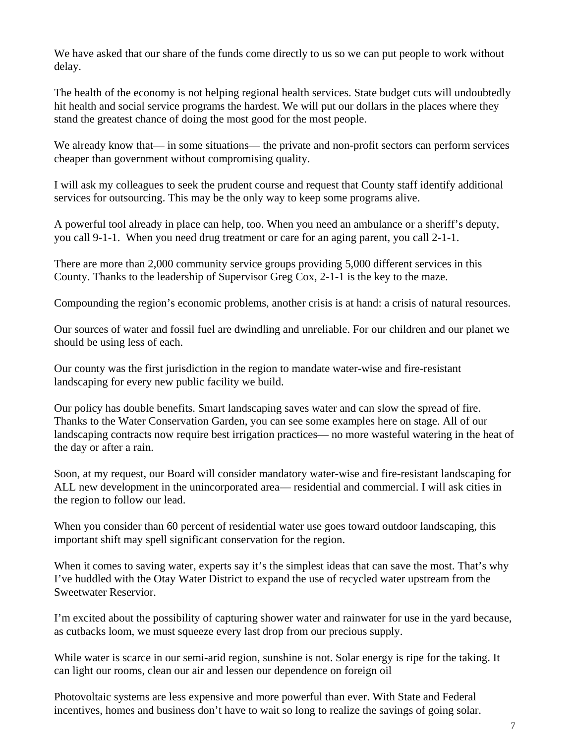We have asked that our share of the funds come directly to us so we can put people to work without delay.

The health of the economy is not helping regional health services. State budget cuts will undoubtedly hit health and social service programs the hardest. We will put our dollars in the places where they stand the greatest chance of doing the most good for the most people.

We already know that— in some situations— the private and non-profit sectors can perform services cheaper than government without compromising quality.

I will ask my colleagues to seek the prudent course and request that County staff identify additional services for outsourcing. This may be the only way to keep some programs alive.

A powerful tool already in place can help, too. When you need an ambulance or a sheriff's deputy, you call 9-1-1. When you need drug treatment or care for an aging parent, you call 2-1-1.

There are more than 2,000 community service groups providing 5,000 different services in this County. Thanks to the leadership of Supervisor Greg Cox, 2-1-1 is the key to the maze.

Compounding the region's economic problems, another crisis is at hand: a crisis of natural resources.

Our sources of water and fossil fuel are dwindling and unreliable. For our children and our planet we should be using less of each.

Our county was the first jurisdiction in the region to mandate water-wise and fire-resistant landscaping for every new public facility we build.

Our policy has double benefits. Smart landscaping saves water and can slow the spread of fire. Thanks to the Water Conservation Garden, you can see some examples here on stage. All of our landscaping contracts now require best irrigation practices— no more wasteful watering in the heat of the day or after a rain.

Soon, at my request, our Board will consider mandatory water-wise and fire-resistant landscaping for ALL new development in the unincorporated area— residential and commercial. I will ask cities in the region to follow our lead.

When you consider than 60 percent of residential water use goes toward outdoor landscaping, this important shift may spell significant conservation for the region.

When it comes to saving water, experts say it's the simplest ideas that can save the most. That's why I've huddled with the Otay Water District to expand the use of recycled water upstream from the Sweetwater Reservior.

I'm excited about the possibility of capturing shower water and rainwater for use in the yard because, as cutbacks loom, we must squeeze every last drop from our precious supply.

While water is scarce in our semi-arid region, sunshine is not. Solar energy is ripe for the taking. It can light our rooms, clean our air and lessen our dependence on foreign oil

Photovoltaic systems are less expensive and more powerful than ever. With State and Federal incentives, homes and business don't have to wait so long to realize the savings of going solar.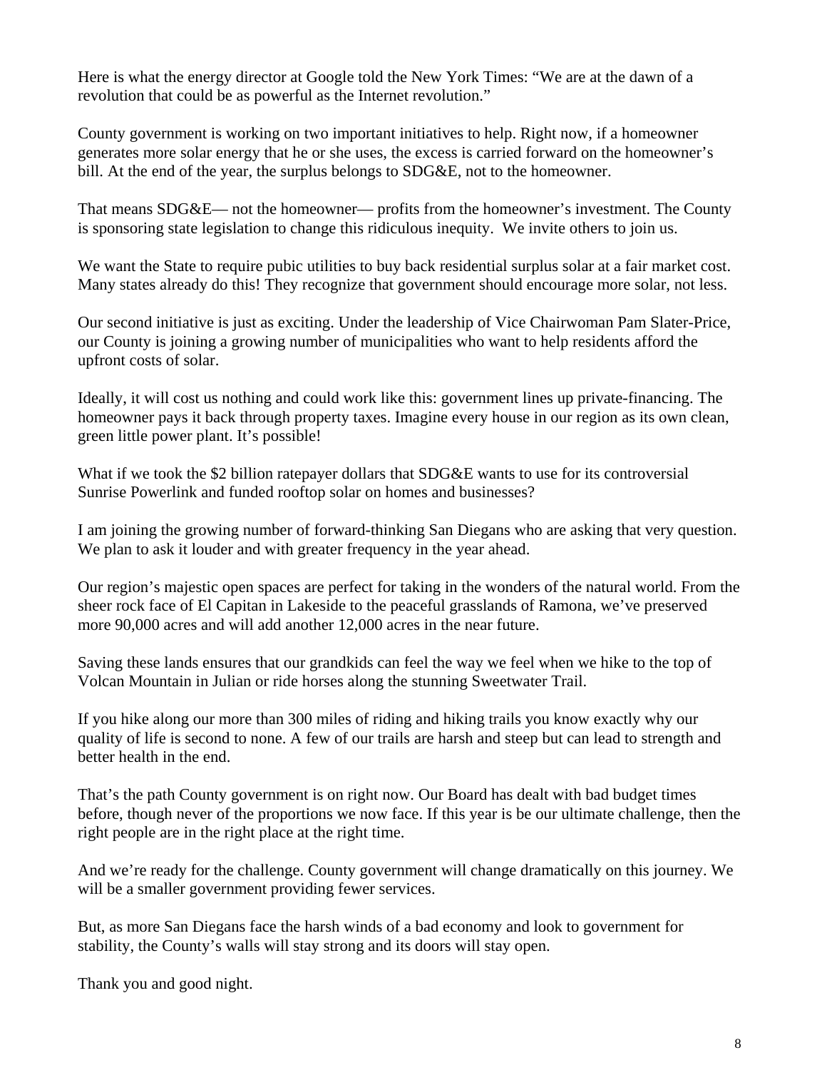Here is what the energy director at Google told the New York Times: "We are at the dawn of a revolution that could be as powerful as the Internet revolution."

County government is working on two important initiatives to help. Right now, if a homeowner generates more solar energy that he or she uses, the excess is carried forward on the homeowner's bill. At the end of the year, the surplus belongs to SDG&E, not to the homeowner.

That means SDG&E— not the homeowner— profits from the homeowner's investment. The County is sponsoring state legislation to change this ridiculous inequity. We invite others to join us.

We want the State to require pubic utilities to buy back residential surplus solar at a fair market cost. Many states already do this! They recognize that government should encourage more solar, not less.

Our second initiative is just as exciting. Under the leadership of Vice Chairwoman Pam Slater-Price, our County is joining a growing number of municipalities who want to help residents afford the upfront costs of solar.

Ideally, it will cost us nothing and could work like this: government lines up private-financing. The homeowner pays it back through property taxes. Imagine every house in our region as its own clean, green little power plant. It's possible!

What if we took the $2 billion ratepayer dollars that SDG&E wants to use for its controversial Sunrise Powerlink and funded rooftop solar on homes and businesses?

I am joining the growing number of forward-thinking San Diegans who are asking that very question. We plan to ask it louder and with greater frequency in the year ahead.

Our region's majestic open spaces are perfect for taking in the wonders of the natural world. From the sheer rock face of El Capitan in Lakeside to the peaceful grasslands of Ramona, we've preserved more 90,000 acres and will add another 12,000 acres in the near future.

Saving these lands ensures that our grandkids can feel the way we feel when we hike to the top of Volcan Mountain in Julian or ride horses along the stunning Sweetwater Trail.

If you hike along our more than 300 miles of riding and hiking trails you know exactly why our quality of life is second to none. A few of our trails are harsh and steep but can lead to strength and better health in the end.

That's the path County government is on right now. Our Board has dealt with bad budget times before, though never of the proportions we now face. If this year is be our ultimate challenge, then the right people are in the right place at the right time.

And we're ready for the challenge. County government will change dramatically on this journey. We will be a smaller government providing fewer services.

But, as more San Diegans face the harsh winds of a bad economy and look to government for stability, the County's walls will stay strong and its doors will stay open.

Thank you and good night.